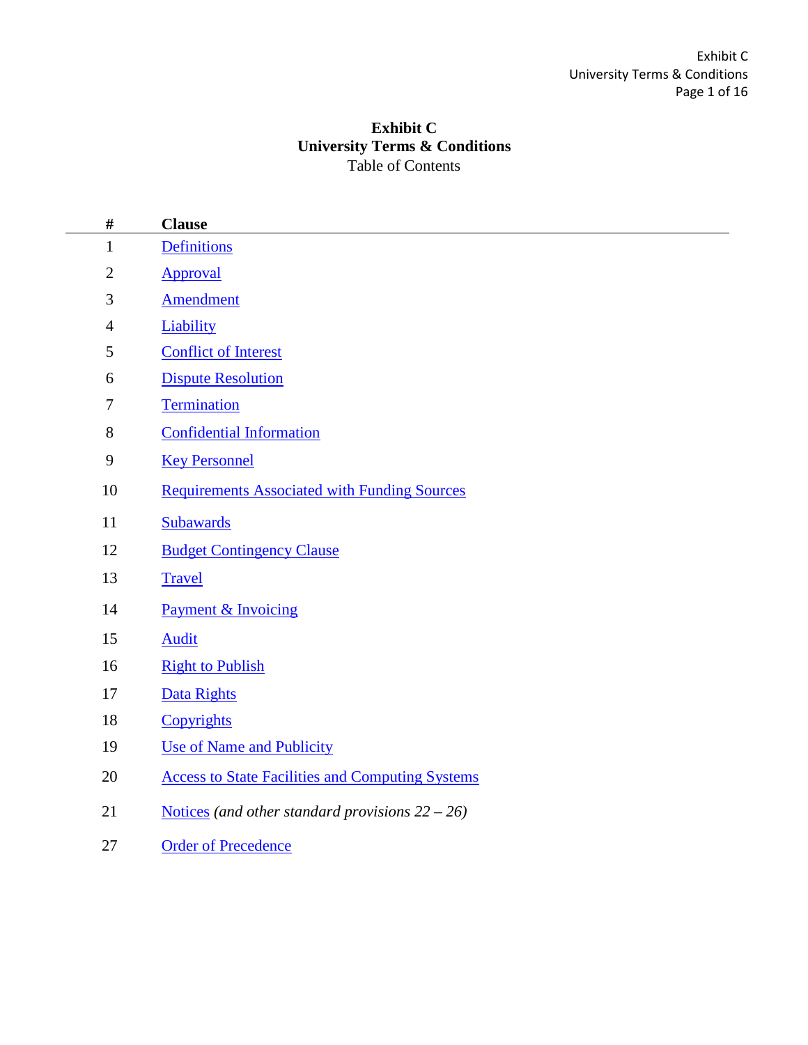# Exhibit C
## University Terms & Conditions
Table of Contents

| # | Clause |
|---|---|
| 1 | Definitions |
| 2 | Approval |
| 3 | Amendment |
| 4 | Liability |
| 5 | Conflict of Interest |
| 6 | Dispute Resolution |
| 7 | Termination |
| 8 | Confidential Information |
| 9 | Key Personnel |
| 10 | Requirements Associated with Funding Sources |
| 11 | Subawards |
| 12 | Budget Contingency Clause |
| 13 | Travel |
| 14 | Payment & Invoicing |
| 15 | Audit |
| 16 | Right to Publish |
| 17 | Data Rights |
| 18 | Copyrights |
| 19 | Use of Name and Publicity |
| 20 | Access to State Facilities and Computing Systems |
| 21 | Notices *(and other standard provisions 22 – 26)* |
| 27 | Order of Precedence |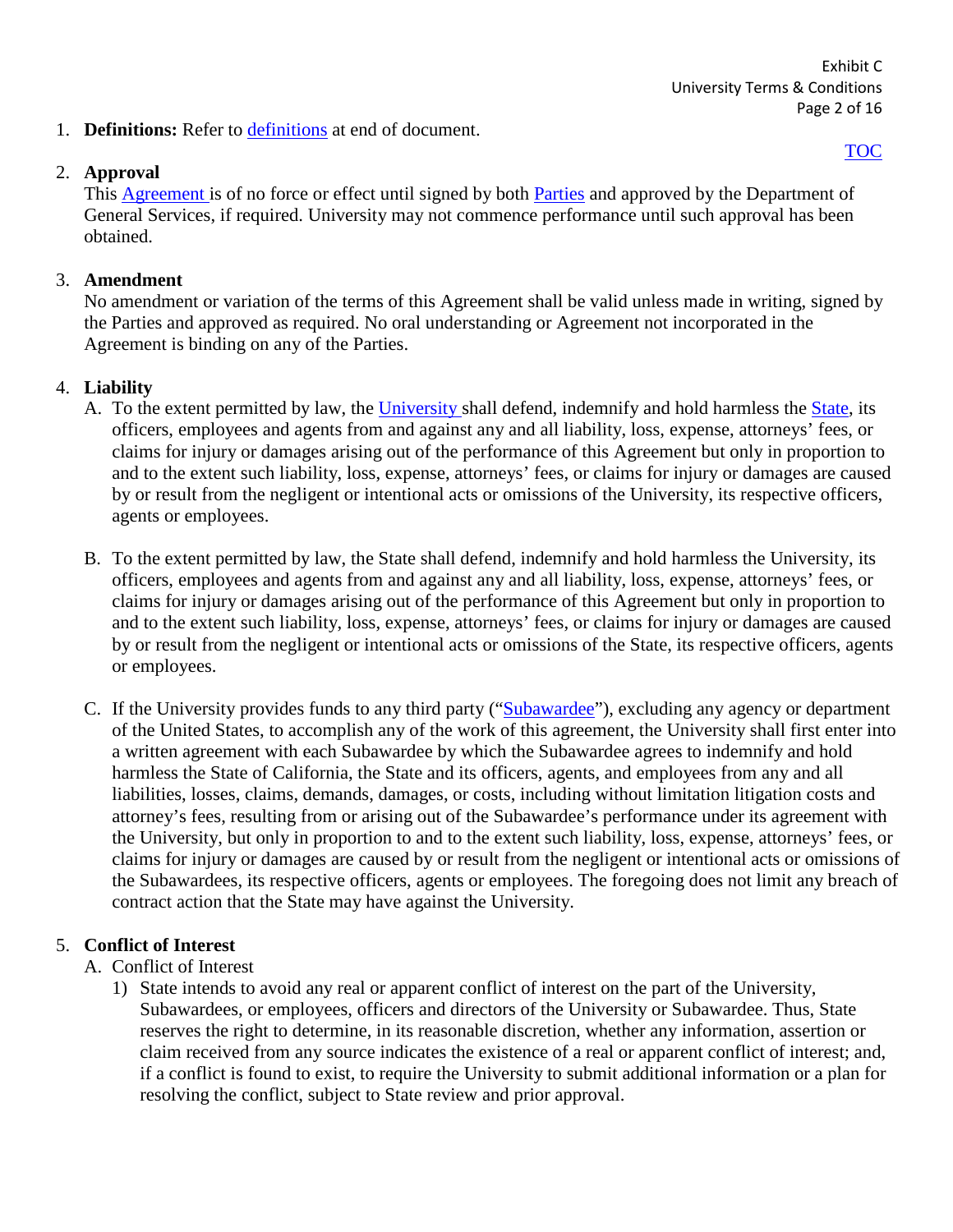1. **Definitions:** Refer to definitions at end of document.

TOC

2. **Approval**
This Agreement is of no force or effect until signed by both Parties and approved by the Department of General Services, if required. University may not commence performance until such approval has been obtained.

3. **Amendment**
No amendment or variation of the terms of this Agreement shall be valid unless made in writing, signed by the Parties and approved as required. No oral understanding or Agreement not incorporated in the Agreement is binding on any of the Parties.

4. **Liability**
   A. To the extent permitted by law, the University shall defend, indemnify and hold harmless the State, its officers, employees and agents from and against any and all liability, loss, expense, attorneys' fees, or claims for injury or damages arising out of the performance of this Agreement but only in proportion to and to the extent such liability, loss, expense, attorneys' fees, or claims for injury or damages are caused by or result from the negligent or intentional acts or omissions of the University, its respective officers, agents or employees.

   B. To the extent permitted by law, the State shall defend, indemnify and hold harmless the University, its officers, employees and agents from and against any and all liability, loss, expense, attorneys' fees, or claims for injury or damages arising out of the performance of this Agreement but only in proportion to and to the extent such liability, loss, expense, attorneys' fees, or claims for injury or damages are caused by or result from the negligent or intentional acts or omissions of the State, its respective officers, agents or employees.

   C. If the University provides funds to any third party ("Subawardee"), excluding any agency or department of the United States, to accomplish any of the work of this agreement, the University shall first enter into a written agreement with each Subawardee by which the Subawardee agrees to indemnify and hold harmless the State of California, the State and its officers, agents, and employees from any and all liabilities, losses, claims, demands, damages, or costs, including without limitation litigation costs and attorney's fees, resulting from or arising out of the Subawardee's performance under its agreement with the University, but only in proportion to and to the extent such liability, loss, expense, attorneys' fees, or claims for injury or damages are caused by or result from the negligent or intentional acts or omissions of the Subawardees, its respective officers, agents or employees. The foregoing does not limit any breach of contract action that the State may have against the University.

5. **Conflict of Interest**
   A. Conflict of Interest
      1) State intends to avoid any real or apparent conflict of interest on the part of the University, Subawardees, or employees, officers and directors of the University or Subawardee. Thus, State reserves the right to determine, in its reasonable discretion, whether any information, assertion or claim received from any source indicates the existence of a real or apparent conflict of interest; and, if a conflict is found to exist, to require the University to submit additional information or a plan for resolving the conflict, subject to State review and prior approval.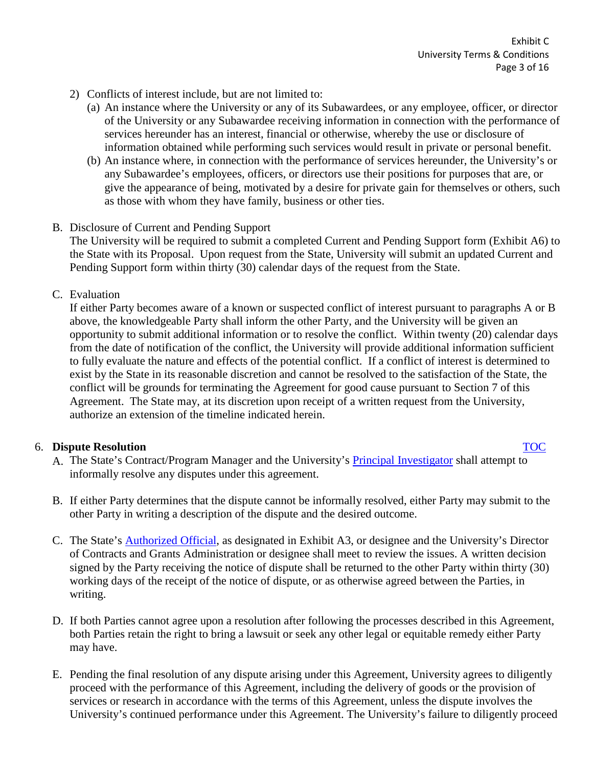2) Conflicts of interest include, but are not limited to:
   (a) An instance where the University or any of its Subawardees, or any employee, officer, or director of the University or any Subawardee receiving information in connection with the performance of services hereunder has an interest, financial or otherwise, whereby the use or disclosure of information obtained while performing such services would result in private or personal benefit.
   (b) An instance where, in connection with the performance of services hereunder, the University's or any Subawardee's employees, officers, or directors use their positions for purposes that are, or give the appearance of being, motivated by a desire for private gain for themselves or others, such as those with whom they have family, business or other ties.

B. Disclosure of Current and Pending Support
The University will be required to submit a completed Current and Pending Support form (Exhibit A6) to the State with its Proposal. Upon request from the State, University will submit an updated Current and Pending Support form within thirty (30) calendar days of the request from the State.

C. Evaluation
If either Party becomes aware of a known or suspected conflict of interest pursuant to paragraphs A or B above, the knowledgeable Party shall inform the other Party, and the University will be given an opportunity to submit additional information or to resolve the conflict. Within twenty (20) calendar days from the date of notification of the conflict, the University will provide additional information sufficient to fully evaluate the nature and effects of the potential conflict. If a conflict of interest is determined to exist by the State in its reasonable discretion and cannot be resolved to the satisfaction of the State, the conflict will be grounds for terminating the Agreement for good cause pursuant to Section 7 of this Agreement. The State may, at its discretion upon receipt of a written request from the University, authorize an extension of the timeline indicated herein.

## 6. Dispute Resolution

TOC

A. The State's Contract/Program Manager and the University's Principal Investigator shall attempt to informally resolve any disputes under this agreement.

B. If either Party determines that the dispute cannot be informally resolved, either Party may submit to the other Party in writing a description of the dispute and the desired outcome.

C. The State's Authorized Official, as designated in Exhibit A3, or designee and the University's Director of Contracts and Grants Administration or designee shall meet to review the issues. A written decision signed by the Party receiving the notice of dispute shall be returned to the other Party within thirty (30) working days of the receipt of the notice of dispute, or as otherwise agreed between the Parties, in writing.

D. If both Parties cannot agree upon a resolution after following the processes described in this Agreement, both Parties retain the right to bring a lawsuit or seek any other legal or equitable remedy either Party may have.

E. Pending the final resolution of any dispute arising under this Agreement, University agrees to diligently proceed with the performance of this Agreement, including the delivery of goods or the provision of services or research in accordance with the terms of this Agreement, unless the dispute involves the University's continued performance under this Agreement. The University's failure to diligently proceed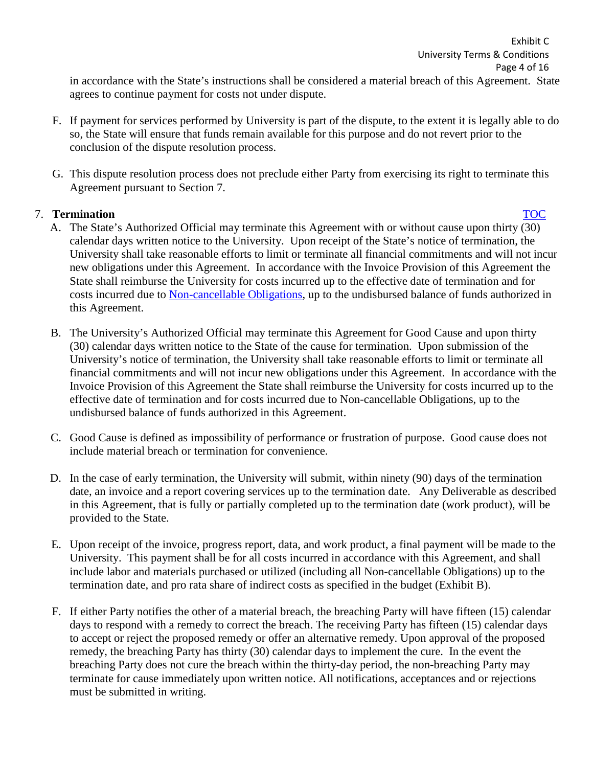in accordance with the State's instructions shall be considered a material breach of this Agreement. State agrees to continue payment for costs not under dispute.

F. If payment for services performed by University is part of the dispute, to the extent it is legally able to do so, the State will ensure that funds remain available for this purpose and do not revert prior to the conclusion of the dispute resolution process.

G. This dispute resolution process does not preclude either Party from exercising its right to terminate this Agreement pursuant to Section 7.

## 7. Termination

TOC

A. The State's Authorized Official may terminate this Agreement with or without cause upon thirty (30) calendar days written notice to the University. Upon receipt of the State's notice of termination, the University shall take reasonable efforts to limit or terminate all financial commitments and will not incur new obligations under this Agreement. In accordance with the Invoice Provision of this Agreement the State shall reimburse the University for costs incurred up to the effective date of termination and for costs incurred due to Non-cancellable Obligations, up to the undisbursed balance of funds authorized in this Agreement.

B. The University's Authorized Official may terminate this Agreement for Good Cause and upon thirty (30) calendar days written notice to the State of the cause for termination. Upon submission of the University's notice of termination, the University shall take reasonable efforts to limit or terminate all financial commitments and will not incur new obligations under this Agreement. In accordance with the Invoice Provision of this Agreement the State shall reimburse the University for costs incurred up to the effective date of termination and for costs incurred due to Non-cancellable Obligations, up to the undisbursed balance of funds authorized in this Agreement.

C. Good Cause is defined as impossibility of performance or frustration of purpose. Good cause does not include material breach or termination for convenience.

D. In the case of early termination, the University will submit, within ninety (90) days of the termination date, an invoice and a report covering services up to the termination date. Any Deliverable as described in this Agreement, that is fully or partially completed up to the termination date (work product), will be provided to the State.

E. Upon receipt of the invoice, progress report, data, and work product, a final payment will be made to the University. This payment shall be for all costs incurred in accordance with this Agreement, and shall include labor and materials purchased or utilized (including all Non-cancellable Obligations) up to the termination date, and pro rata share of indirect costs as specified in the budget (Exhibit B).

F. If either Party notifies the other of a material breach, the breaching Party will have fifteen (15) calendar days to respond with a remedy to correct the breach. The receiving Party has fifteen (15) calendar days to accept or reject the proposed remedy or offer an alternative remedy. Upon approval of the proposed remedy, the breaching Party has thirty (30) calendar days to implement the cure. In the event the breaching Party does not cure the breach within the thirty-day period, the non-breaching Party may terminate for cause immediately upon written notice. All notifications, acceptances and or rejections must be submitted in writing.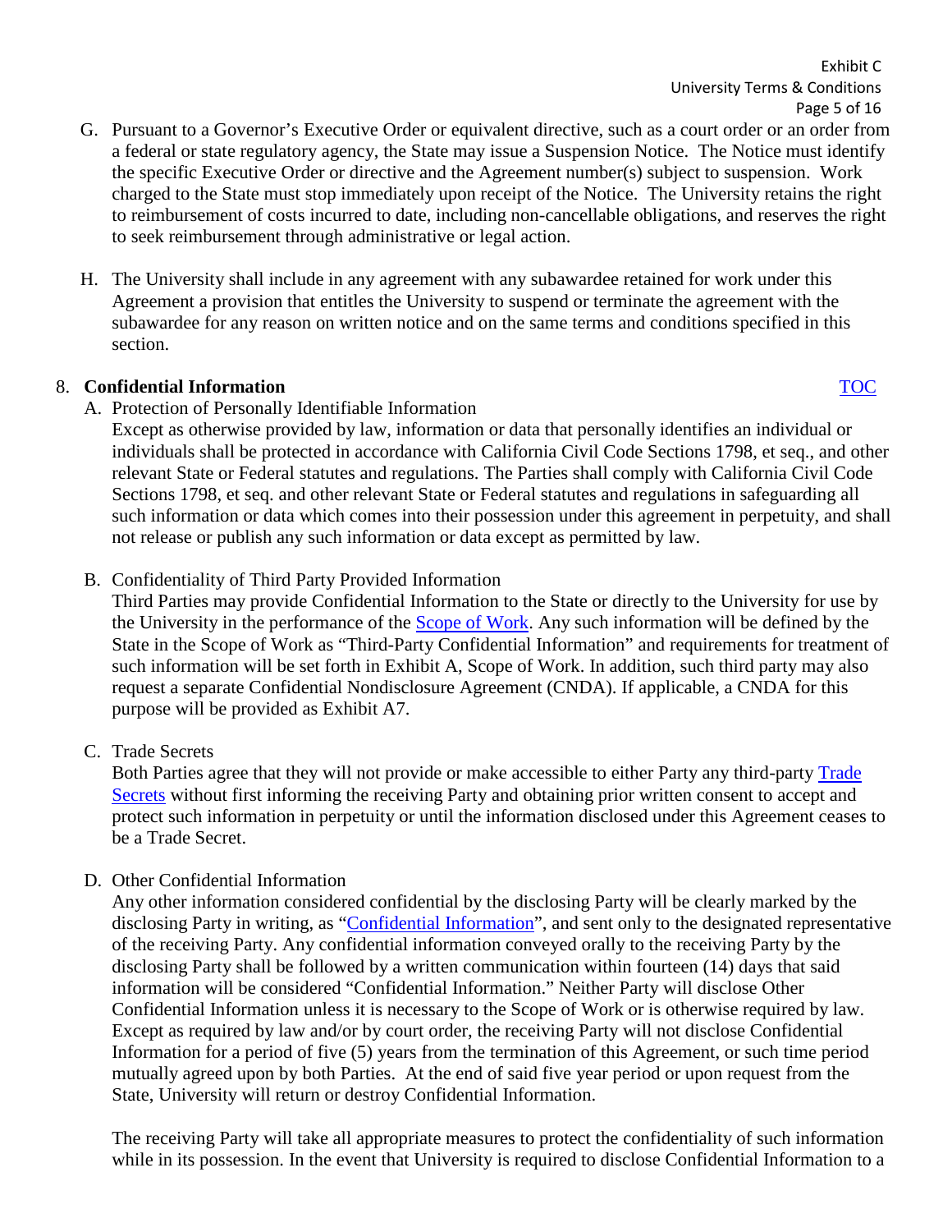G. Pursuant to a Governor's Executive Order or equivalent directive, such as a court order or an order from a federal or state regulatory agency, the State may issue a Suspension Notice. The Notice must identify the specific Executive Order or directive and the Agreement number(s) subject to suspension. Work charged to the State must stop immediately upon receipt of the Notice. The University retains the right to reimbursement of costs incurred to date, including non-cancellable obligations, and reserves the right to seek reimbursement through administrative or legal action.

H. The University shall include in any agreement with any subawardee retained for work under this Agreement a provision that entitles the University to suspend or terminate the agreement with the subawardee for any reason on written notice and on the same terms and conditions specified in this section.

8. **Confidential Information** TOC

A. Protection of Personally Identifiable Information

Except as otherwise provided by law, information or data that personally identifies an individual or individuals shall be protected in accordance with California Civil Code Sections 1798, et seq., and other relevant State or Federal statutes and regulations. The Parties shall comply with California Civil Code Sections 1798, et seq. and other relevant State or Federal statutes and regulations in safeguarding all such information or data which comes into their possession under this agreement in perpetuity, and shall not release or publish any such information or data except as permitted by law.

B. Confidentiality of Third Party Provided Information

Third Parties may provide Confidential Information to the State or directly to the University for use by the University in the performance of the Scope of Work. Any such information will be defined by the State in the Scope of Work as "Third-Party Confidential Information" and requirements for treatment of such information will be set forth in Exhibit A, Scope of Work. In addition, such third party may also request a separate Confidential Nondisclosure Agreement (CNDA). If applicable, a CNDA for this purpose will be provided as Exhibit A7.

C. Trade Secrets

Both Parties agree that they will not provide or make accessible to either Party any third-party Trade Secrets without first informing the receiving Party and obtaining prior written consent to accept and protect such information in perpetuity or until the information disclosed under this Agreement ceases to be a Trade Secret.

D. Other Confidential Information

Any other information considered confidential by the disclosing Party will be clearly marked by the disclosing Party in writing, as "Confidential Information", and sent only to the designated representative of the receiving Party. Any confidential information conveyed orally to the receiving Party by the disclosing Party shall be followed by a written communication within fourteen (14) days that said information will be considered "Confidential Information." Neither Party will disclose Other Confidential Information unless it is necessary to the Scope of Work or is otherwise required by law. Except as required by law and/or by court order, the receiving Party will not disclose Confidential Information for a period of five (5) years from the termination of this Agreement, or such time period mutually agreed upon by both Parties. At the end of said five year period or upon request from the State, University will return or destroy Confidential Information.

The receiving Party will take all appropriate measures to protect the confidentiality of such information while in its possession. In the event that University is required to disclose Confidential Information to a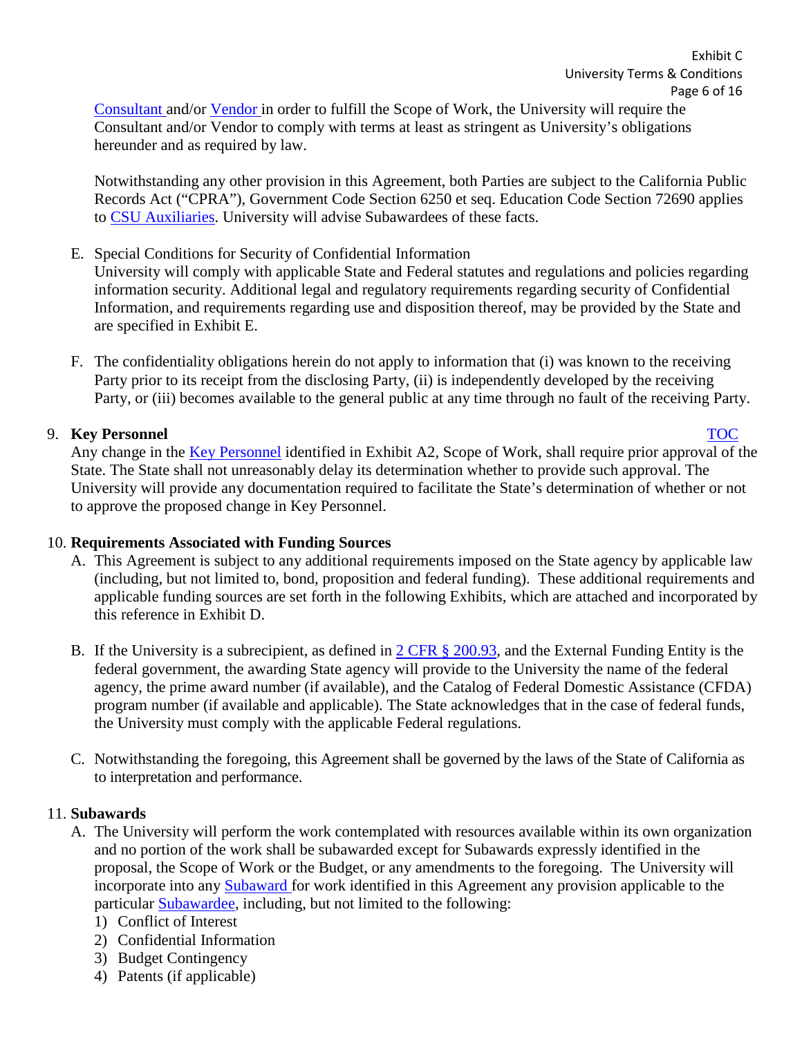Consultant and/or Vendor in order to fulfill the Scope of Work, the University will require the Consultant and/or Vendor to comply with terms at least as stringent as University's obligations hereunder and as required by law.

Notwithstanding any other provision in this Agreement, both Parties are subject to the California Public Records Act ("CPRA"), Government Code Section 6250 et seq. Education Code Section 72690 applies to CSU Auxiliaries. University will advise Subawardees of these facts.

E. Special Conditions for Security of Confidential Information
   University will comply with applicable State and Federal statutes and regulations and policies regarding information security. Additional legal and regulatory requirements regarding security of Confidential Information, and requirements regarding use and disposition thereof, may be provided by the State and are specified in Exhibit E.

F. The confidentiality obligations herein do not apply to information that (i) was known to the receiving Party prior to its receipt from the disclosing Party, (ii) is independently developed by the receiving Party, or (iii) becomes available to the general public at any time through no fault of the receiving Party.

9. **Key Personnel** TOC

Any change in the Key Personnel identified in Exhibit A2, Scope of Work, shall require prior approval of the State. The State shall not unreasonably delay its determination whether to provide such approval. The University will provide any documentation required to facilitate the State's determination of whether or not to approve the proposed change in Key Personnel.

10. **Requirements Associated with Funding Sources**

A. This Agreement is subject to any additional requirements imposed on the State agency by applicable law (including, but not limited to, bond, proposition and federal funding). These additional requirements and applicable funding sources are set forth in the following Exhibits, which are attached and incorporated by this reference in Exhibit D.

B. If the University is a subrecipient, as defined in 2 CFR § 200.93, and the External Funding Entity is the federal government, the awarding State agency will provide to the University the name of the federal agency, the prime award number (if available), and the Catalog of Federal Domestic Assistance (CFDA) program number (if available and applicable). The State acknowledges that in the case of federal funds, the University must comply with the applicable Federal regulations.

C. Notwithstanding the foregoing, this Agreement shall be governed by the laws of the State of California as to interpretation and performance.

11. **Subawards**

A. The University will perform the work contemplated with resources available within its own organization and no portion of the work shall be subawarded except for Subawards expressly identified in the proposal, the Scope of Work or the Budget, or any amendments to the foregoing. The University will incorporate into any Subaward for work identified in this Agreement any provision applicable to the particular Subawardee, including, but not limited to the following:
   1) Conflict of Interest
   2) Confidential Information
   3) Budget Contingency
   4) Patents (if applicable)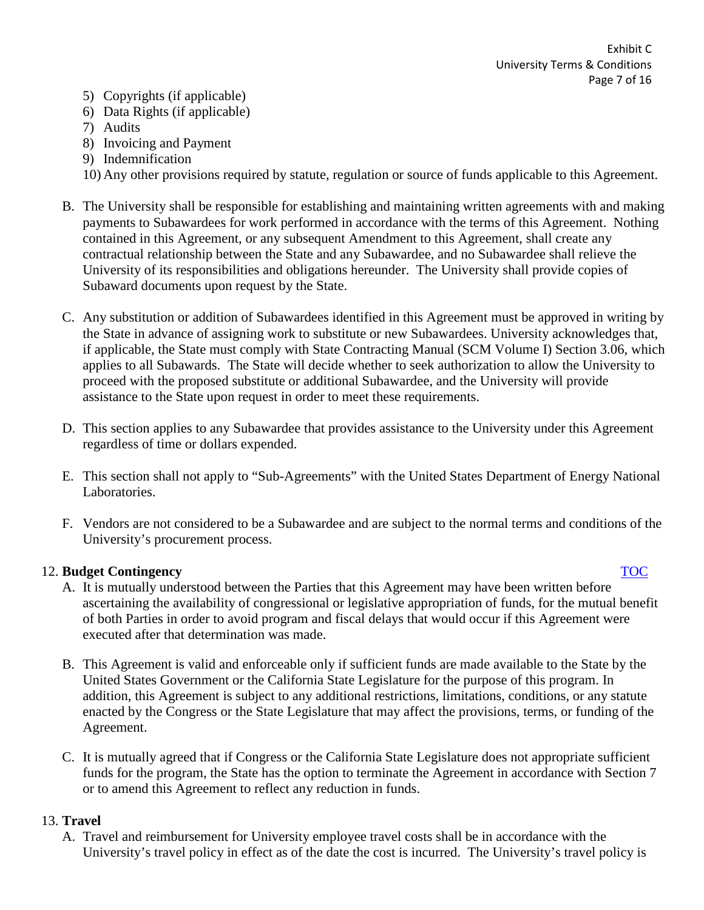5) Copyrights (if applicable)
6) Data Rights (if applicable)
7) Audits
8) Invoicing and Payment
9) Indemnification
10) Any other provisions required by statute, regulation or source of funds applicable to this Agreement.

B. The University shall be responsible for establishing and maintaining written agreements with and making payments to Subawardees for work performed in accordance with the terms of this Agreement. Nothing contained in this Agreement, or any subsequent Amendment to this Agreement, shall create any contractual relationship between the State and any Subawardee, and no Subawardee shall relieve the University of its responsibilities and obligations hereunder. The University shall provide copies of Subaward documents upon request by the State.

C. Any substitution or addition of Subawardees identified in this Agreement must be approved in writing by the State in advance of assigning work to substitute or new Subawardees. University acknowledges that, if applicable, the State must comply with State Contracting Manual (SCM Volume I) Section 3.06, which applies to all Subawards. The State will decide whether to seek authorization to allow the University to proceed with the proposed substitute or additional Subawardee, and the University will provide assistance to the State upon request in order to meet these requirements.

D. This section applies to any Subawardee that provides assistance to the University under this Agreement regardless of time or dollars expended.

E. This section shall not apply to "Sub-Agreements" with the United States Department of Energy National Laboratories.

F. Vendors are not considered to be a Subawardee and are subject to the normal terms and conditions of the University's procurement process.

12. **Budget Contingency** TOC

A. It is mutually understood between the Parties that this Agreement may have been written before ascertaining the availability of congressional or legislative appropriation of funds, for the mutual benefit of both Parties in order to avoid program and fiscal delays that would occur if this Agreement were executed after that determination was made.

B. This Agreement is valid and enforceable only if sufficient funds are made available to the State by the United States Government or the California State Legislature for the purpose of this program. In addition, this Agreement is subject to any additional restrictions, limitations, conditions, or any statute enacted by the Congress or the State Legislature that may affect the provisions, terms, or funding of the Agreement.

C. It is mutually agreed that if Congress or the California State Legislature does not appropriate sufficient funds for the program, the State has the option to terminate the Agreement in accordance with Section 7 or to amend this Agreement to reflect any reduction in funds.

13. **Travel**

A. Travel and reimbursement for University employee travel costs shall be in accordance with the University's travel policy in effect as of the date the cost is incurred. The University's travel policy is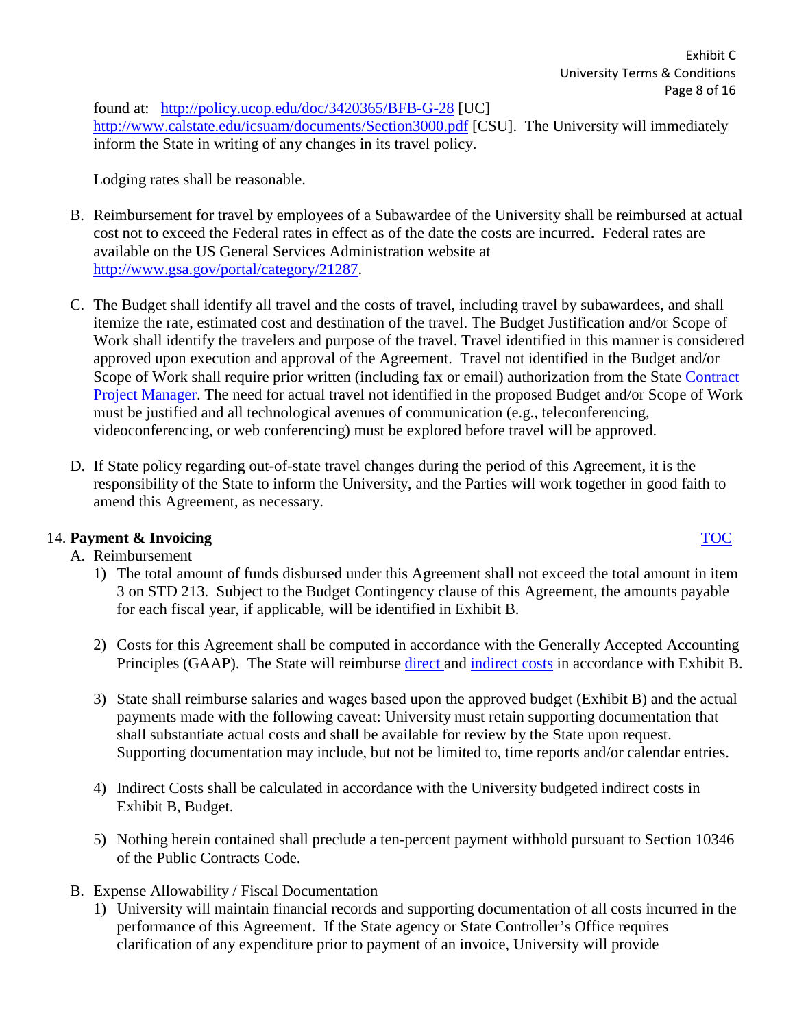found at: [http://policy.ucop.edu/doc/3420365/BFB-G-28](http://policy.ucop.edu/doc/3420365/BFB-G-28) [UC] [http://www.calstate.edu/icsuam/documents/Section3000.pdf](http://www.calstate.edu/icsuam/documents/Section3000.pdf) [CSU]. The University will immediately inform the State in writing of any changes in its travel policy.

Lodging rates shall be reasonable.

B. Reimbursement for travel by employees of a Subawardee of the University shall be reimbursed at actual cost not to exceed the Federal rates in effect as of the date the costs are incurred. Federal rates are available on the US General Services Administration website at [http://www.gsa.gov/portal/category/21287](http://www.gsa.gov/portal/category/21287).

C. The Budget shall identify all travel and the costs of travel, including travel by subawardees, and shall itemize the rate, estimated cost and destination of the travel. The Budget Justification and/or Scope of Work shall identify the travelers and purpose of the travel. Travel identified in this manner is considered approved upon execution and approval of the Agreement. Travel not identified in the Budget and/or Scope of Work shall require prior written (including fax or email) authorization from the State Contract Project Manager. The need for actual travel not identified in the proposed Budget and/or Scope of Work must be justified and all technological avenues of communication (e.g., teleconferencing, videoconferencing, or web conferencing) must be explored before travel will be approved.

D. If State policy regarding out-of-state travel changes during the period of this Agreement, it is the responsibility of the State to inform the University, and the Parties will work together in good faith to amend this Agreement, as necessary.

## 14. **Payment & Invoicing** TOC

A. Reimbursement

1) The total amount of funds disbursed under this Agreement shall not exceed the total amount in item 3 on STD 213. Subject to the Budget Contingency clause of this Agreement, the amounts payable for each fiscal year, if applicable, will be identified in Exhibit B.

2) Costs for this Agreement shall be computed in accordance with the Generally Accepted Accounting Principles (GAAP). The State will reimburse direct and indirect costs in accordance with Exhibit B.

3) State shall reimburse salaries and wages based upon the approved budget (Exhibit B) and the actual payments made with the following caveat: University must retain supporting documentation that shall substantiate actual costs and shall be available for review by the State upon request. Supporting documentation may include, but not be limited to, time reports and/or calendar entries.

4) Indirect Costs shall be calculated in accordance with the University budgeted indirect costs in Exhibit B, Budget.

5) Nothing herein contained shall preclude a ten-percent payment withhold pursuant to Section 10346 of the Public Contracts Code.

B. Expense Allowability / Fiscal Documentation

1) University will maintain financial records and supporting documentation of all costs incurred in the performance of this Agreement. If the State agency or State Controller's Office requires clarification of any expenditure prior to payment of an invoice, University will provide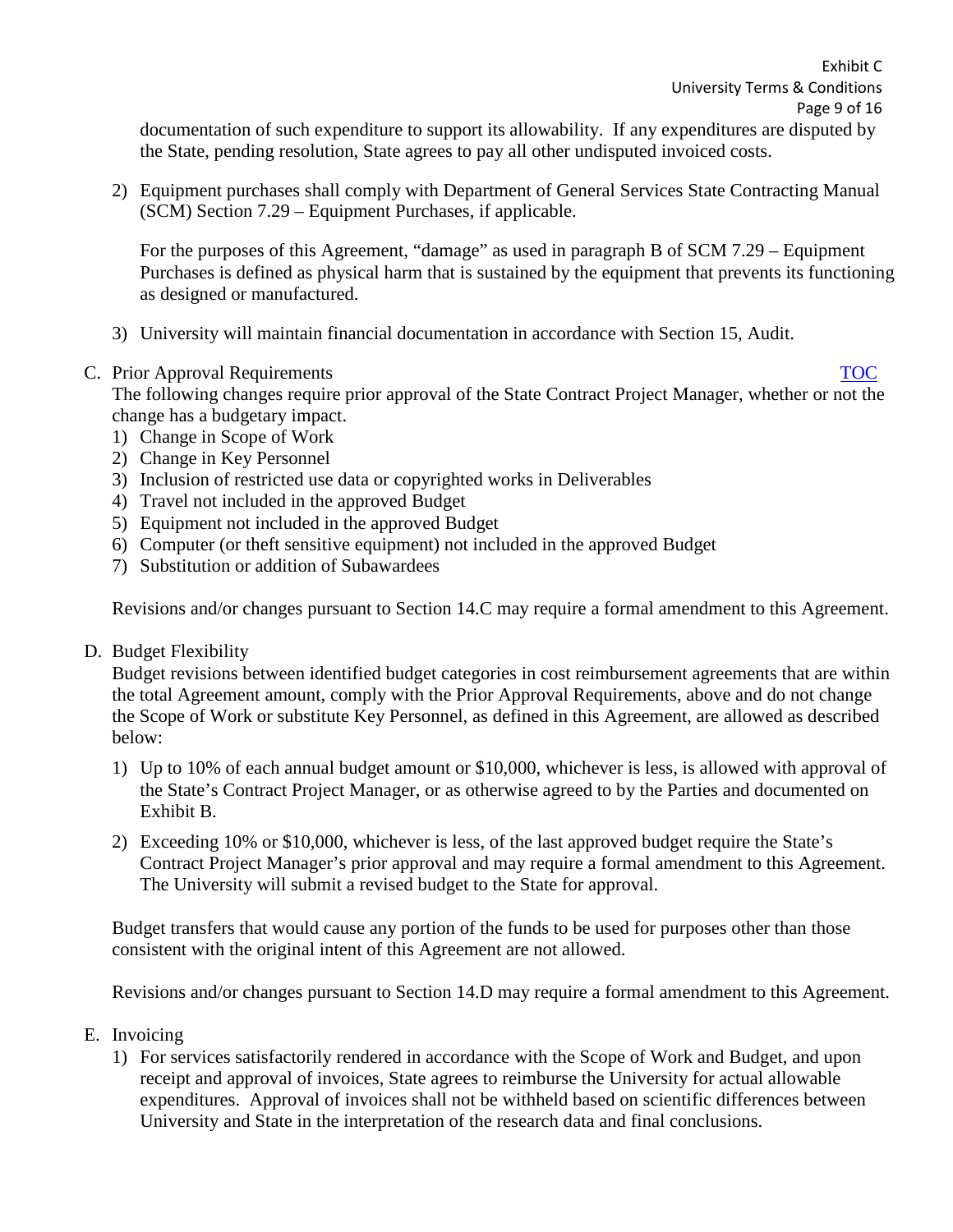documentation of such expenditure to support its allowability. If any expenditures are disputed by the State, pending resolution, State agrees to pay all other undisputed invoiced costs.

2) Equipment purchases shall comply with Department of General Services State Contracting Manual (SCM) Section 7.29 – Equipment Purchases, if applicable.

   For the purposes of this Agreement, "damage" as used in paragraph B of SCM 7.29 – Equipment Purchases is defined as physical harm that is sustained by the equipment that prevents its functioning as designed or manufactured.

3) University will maintain financial documentation in accordance with Section 15, Audit.

C. Prior Approval Requirements [TOC]

The following changes require prior approval of the State Contract Project Manager, whether or not the change has a budgetary impact.

1) Change in Scope of Work
2) Change in Key Personnel
3) Inclusion of restricted use data or copyrighted works in Deliverables
4) Travel not included in the approved Budget
5) Equipment not included in the approved Budget
6) Computer (or theft sensitive equipment) not included in the approved Budget
7) Substitution or addition of Subawardees

Revisions and/or changes pursuant to Section 14.C may require a formal amendment to this Agreement.

D. Budget Flexibility

Budget revisions between identified budget categories in cost reimbursement agreements that are within the total Agreement amount, comply with the Prior Approval Requirements, above and do not change the Scope of Work or substitute Key Personnel, as defined in this Agreement, are allowed as described below:

1) Up to 10% of each annual budget amount or $10,000, whichever is less, is allowed with approval of the State's Contract Project Manager, or as otherwise agreed to by the Parties and documented on Exhibit B.

2) Exceeding 10% or $10,000, whichever is less, of the last approved budget require the State's Contract Project Manager's prior approval and may require a formal amendment to this Agreement. The University will submit a revised budget to the State for approval.

Budget transfers that would cause any portion of the funds to be used for purposes other than those consistent with the original intent of this Agreement are not allowed.

Revisions and/or changes pursuant to Section 14.D may require a formal amendment to this Agreement.

E. Invoicing

1) For services satisfactorily rendered in accordance with the Scope of Work and Budget, and upon receipt and approval of invoices, State agrees to reimburse the University for actual allowable expenditures. Approval of invoices shall not be withheld based on scientific differences between University and State in the interpretation of the research data and final conclusions.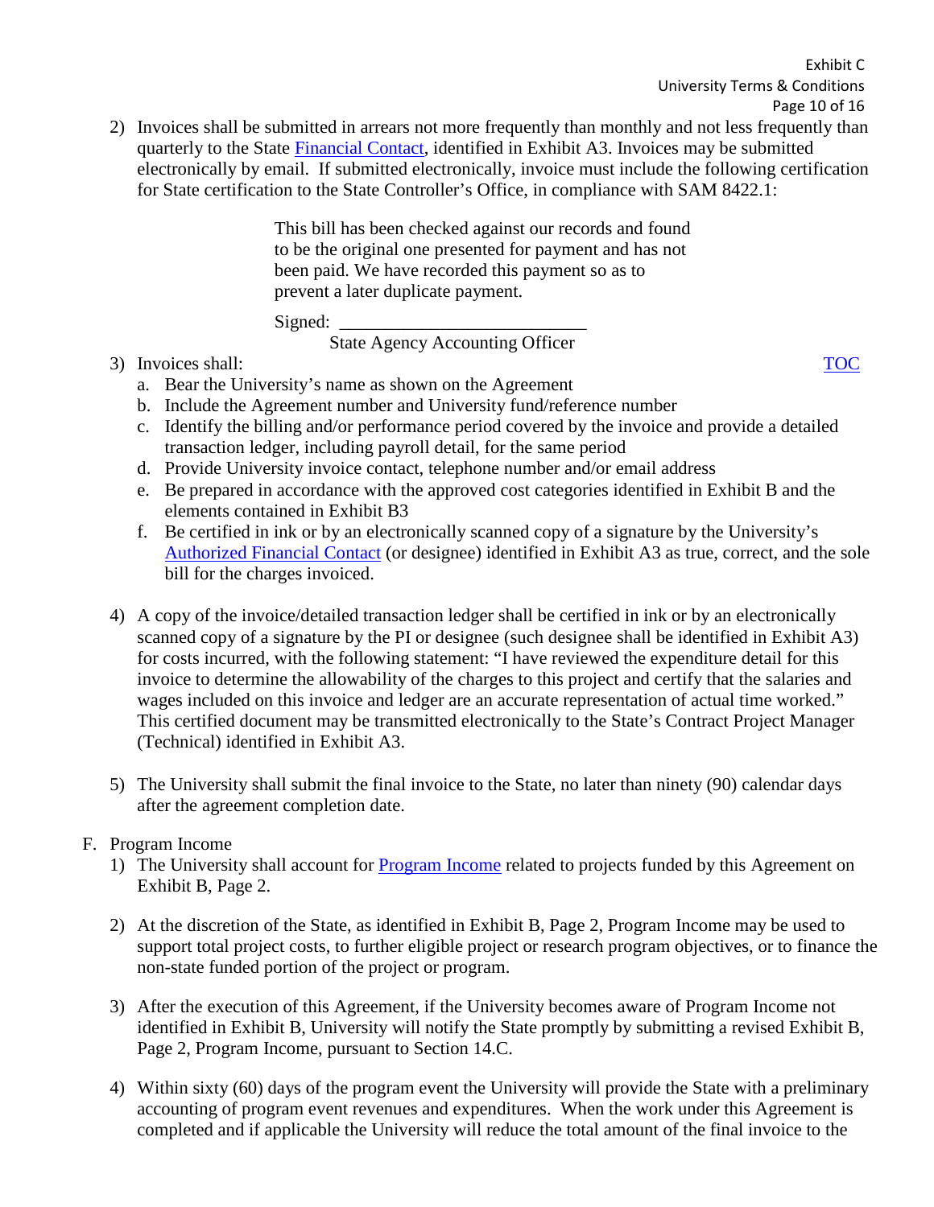2) Invoices shall be submitted in arrears not more frequently than monthly and not less frequently than quarterly to the State Financial Contact, identified in Exhibit A3. Invoices may be submitted electronically by email. If submitted electronically, invoice must include the following certification for State certification to the State Controller's Office, in compliance with SAM 8422.1:

   > This bill has been checked against our records and found to be the original one presented for payment and has not been paid. We have recorded this payment so as to prevent a later duplicate payment.
   >
   > Signed: ___________________________
   >
   > State Agency Accounting Officer

3) Invoices shall: TOC
   a. Bear the University's name as shown on the Agreement
   b. Include the Agreement number and University fund/reference number
   c. Identify the billing and/or performance period covered by the invoice and provide a detailed transaction ledger, including payroll detail, for the same period
   d. Provide University invoice contact, telephone number and/or email address
   e. Be prepared in accordance with the approved cost categories identified in Exhibit B and the elements contained in Exhibit B3
   f. Be certified in ink or by an electronically scanned copy of a signature by the University's Authorized Financial Contact (or designee) identified in Exhibit A3 as true, correct, and the sole bill for the charges invoiced.

4) A copy of the invoice/detailed transaction ledger shall be certified in ink or by an electronically scanned copy of a signature by the PI or designee (such designee shall be identified in Exhibit A3) for costs incurred, with the following statement: "I have reviewed the expenditure detail for this invoice to determine the allowability of the charges to this project and certify that the salaries and wages included on this invoice and ledger are an accurate representation of actual time worked." This certified document may be transmitted electronically to the State's Contract Project Manager (Technical) identified in Exhibit A3.

5) The University shall submit the final invoice to the State, no later than ninety (90) calendar days after the agreement completion date.

F. Program Income

1) The University shall account for Program Income related to projects funded by this Agreement on Exhibit B, Page 2.

2) At the discretion of the State, as identified in Exhibit B, Page 2, Program Income may be used to support total project costs, to further eligible project or research program objectives, or to finance the non-state funded portion of the project or program.

3) After the execution of this Agreement, if the University becomes aware of Program Income not identified in Exhibit B, University will notify the State promptly by submitting a revised Exhibit B, Page 2, Program Income, pursuant to Section 14.C.

4) Within sixty (60) days of the program event the University will provide the State with a preliminary accounting of program event revenues and expenditures. When the work under this Agreement is completed and if applicable the University will reduce the total amount of the final invoice to the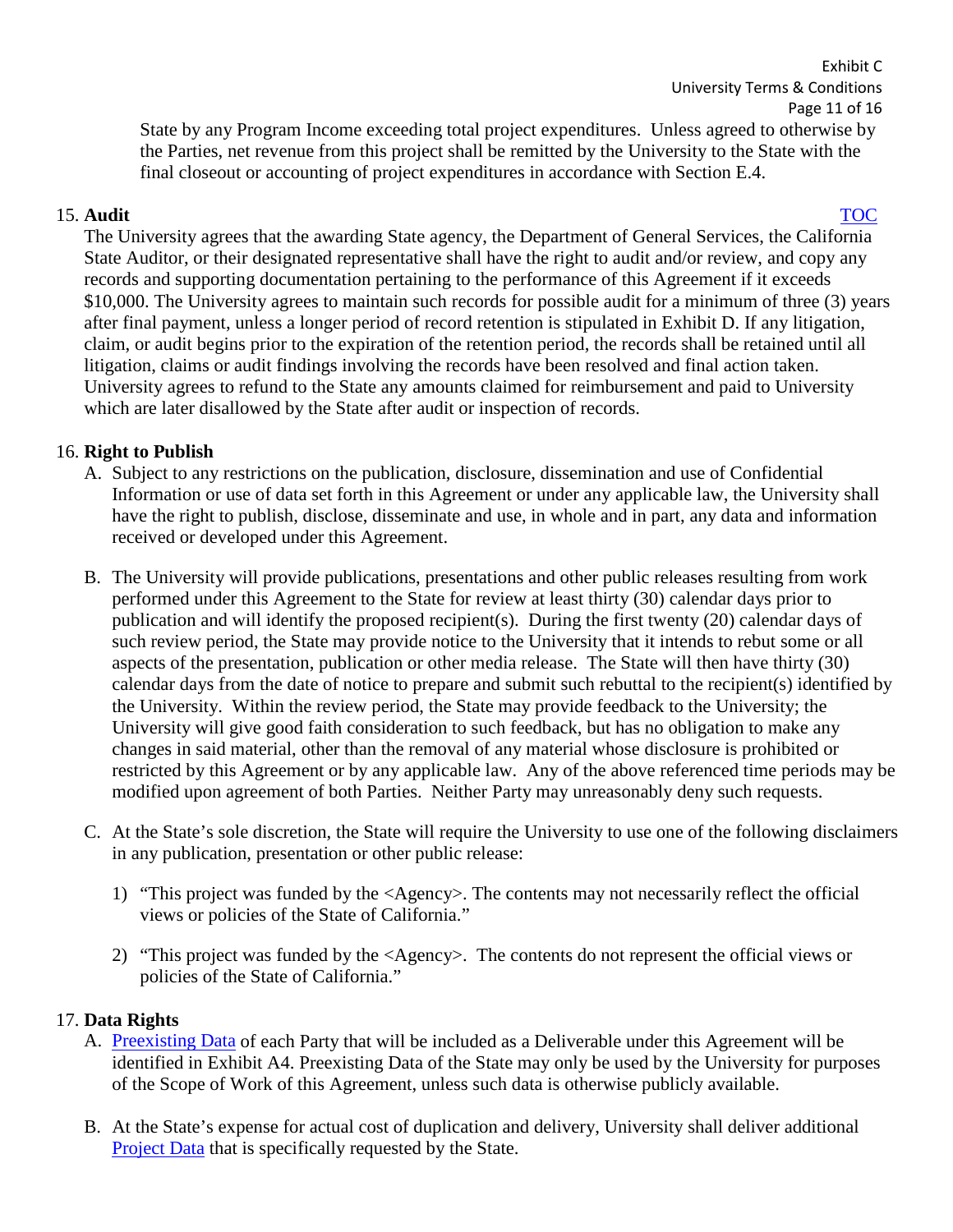State by any Program Income exceeding total project expenditures. Unless agreed to otherwise by the Parties, net revenue from this project shall be remitted by the University to the State with the final closeout or accounting of project expenditures in accordance with Section E.4.

15. **Audit** [TOC]

The University agrees that the awarding State agency, the Department of General Services, the California State Auditor, or their designated representative shall have the right to audit and/or review, and copy any records and supporting documentation pertaining to the performance of this Agreement if it exceeds $10,000. The University agrees to maintain such records for possible audit for a minimum of three (3) years after final payment, unless a longer period of record retention is stipulated in Exhibit D. If any litigation, claim, or audit begins prior to the expiration of the retention period, the records shall be retained until all litigation, claims or audit findings involving the records have been resolved and final action taken. University agrees to refund to the State any amounts claimed for reimbursement and paid to University which are later disallowed by the State after audit or inspection of records.

16. **Right to Publish**

   A. Subject to any restrictions on the publication, disclosure, dissemination and use of Confidential Information or use of data set forth in this Agreement or under any applicable law, the University shall have the right to publish, disclose, disseminate and use, in whole and in part, any data and information received or developed under this Agreement.

   B. The University will provide publications, presentations and other public releases resulting from work performed under this Agreement to the State for review at least thirty (30) calendar days prior to publication and will identify the proposed recipient(s). During the first twenty (20) calendar days of such review period, the State may provide notice to the University that it intends to rebut some or all aspects of the presentation, publication or other media release. The State will then have thirty (30) calendar days from the date of notice to prepare and submit such rebuttal to the recipient(s) identified by the University. Within the review period, the State may provide feedback to the University; the University will give good faith consideration to such feedback, but has no obligation to make any changes in said material, other than the removal of any material whose disclosure is prohibited or restricted by this Agreement or by any applicable law. Any of the above referenced time periods may be modified upon agreement of both Parties. Neither Party may unreasonably deny such requests.

   C. At the State's sole discretion, the State will require the University to use one of the following disclaimers in any publication, presentation or other public release:

      1) "This project was funded by the <Agency>. The contents may not necessarily reflect the official views or policies of the State of California."

      2) "This project was funded by the <Agency>. The contents do not represent the official views or policies of the State of California."

17. **Data Rights**

   A. Preexisting Data of each Party that will be included as a Deliverable under this Agreement will be identified in Exhibit A4. Preexisting Data of the State may only be used by the University for purposes of the Scope of Work of this Agreement, unless such data is otherwise publicly available.

   B. At the State's expense for actual cost of duplication and delivery, University shall deliver additional Project Data that is specifically requested by the State.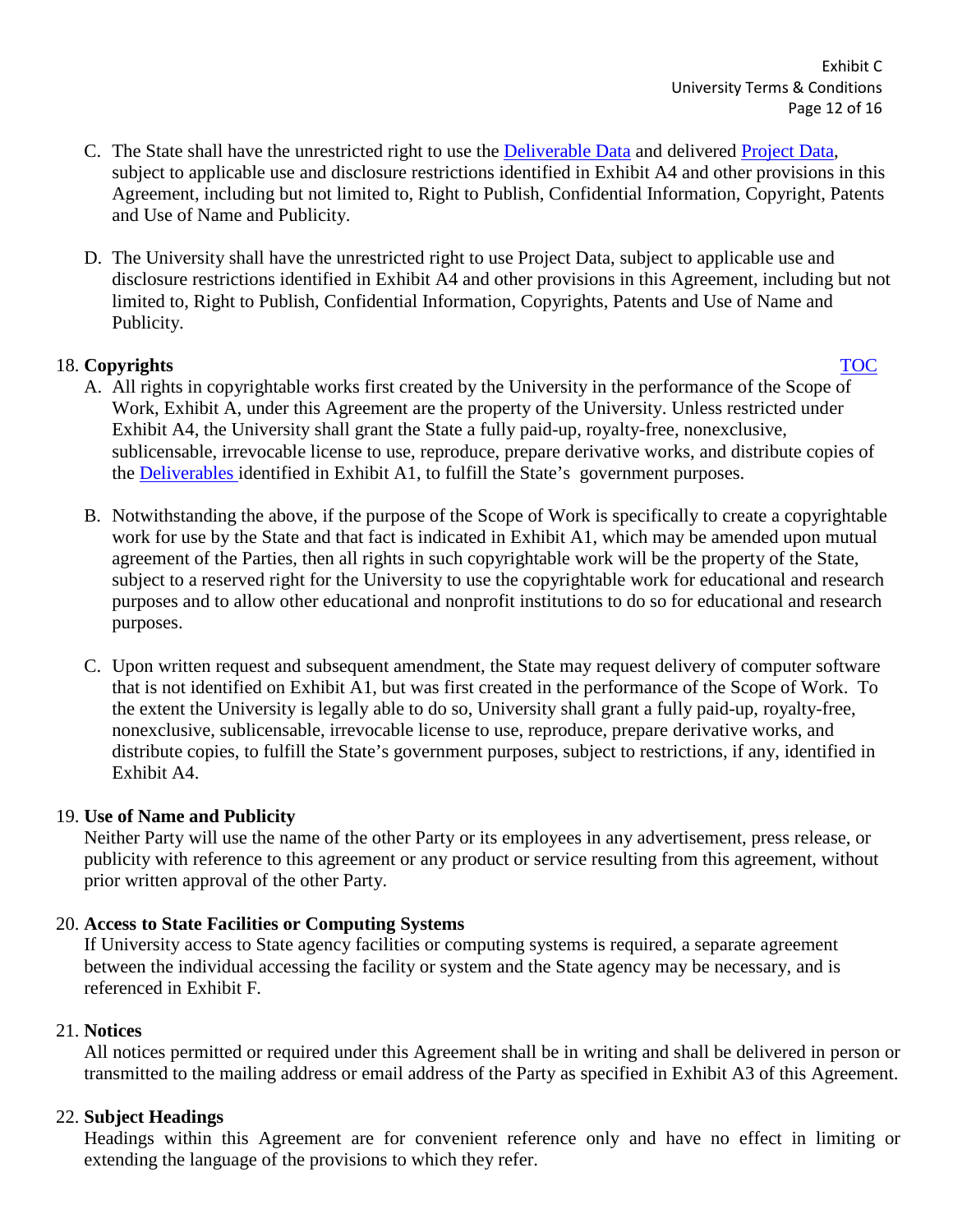C. The State shall have the unrestricted right to use the Deliverable Data and delivered Project Data, subject to applicable use and disclosure restrictions identified in Exhibit A4 and other provisions in this Agreement, including but not limited to, Right to Publish, Confidential Information, Copyright, Patents and Use of Name and Publicity.

D. The University shall have the unrestricted right to use Project Data, subject to applicable use and disclosure restrictions identified in Exhibit A4 and other provisions in this Agreement, including but not limited to, Right to Publish, Confidential Information, Copyrights, Patents and Use of Name and Publicity.

18. **Copyrights** TOC

A. All rights in copyrightable works first created by the University in the performance of the Scope of Work, Exhibit A, under this Agreement are the property of the University. Unless restricted under Exhibit A4, the University shall grant the State a fully paid-up, royalty-free, nonexclusive, sublicensable, irrevocable license to use, reproduce, prepare derivative works, and distribute copies of the Deliverables identified in Exhibit A1, to fulfill the State's government purposes.

B. Notwithstanding the above, if the purpose of the Scope of Work is specifically to create a copyrightable work for use by the State and that fact is indicated in Exhibit A1, which may be amended upon mutual agreement of the Parties, then all rights in such copyrightable work will be the property of the State, subject to a reserved right for the University to use the copyrightable work for educational and research purposes and to allow other educational and nonprofit institutions to do so for educational and research purposes.

C. Upon written request and subsequent amendment, the State may request delivery of computer software that is not identified on Exhibit A1, but was first created in the performance of the Scope of Work. To the extent the University is legally able to do so, University shall grant a fully paid-up, royalty-free, nonexclusive, sublicensable, irrevocable license to use, reproduce, prepare derivative works, and distribute copies, to fulfill the State's government purposes, subject to restrictions, if any, identified in Exhibit A4.

19. **Use of Name and Publicity**

Neither Party will use the name of the other Party or its employees in any advertisement, press release, or publicity with reference to this agreement or any product or service resulting from this agreement, without prior written approval of the other Party.

20. **Access to State Facilities or Computing Systems**

If University access to State agency facilities or computing systems is required, a separate agreement between the individual accessing the facility or system and the State agency may be necessary, and is referenced in Exhibit F.

21. **Notices**

All notices permitted or required under this Agreement shall be in writing and shall be delivered in person or transmitted to the mailing address or email address of the Party as specified in Exhibit A3 of this Agreement.

22. **Subject Headings**

Headings within this Agreement are for convenient reference only and have no effect in limiting or extending the language of the provisions to which they refer.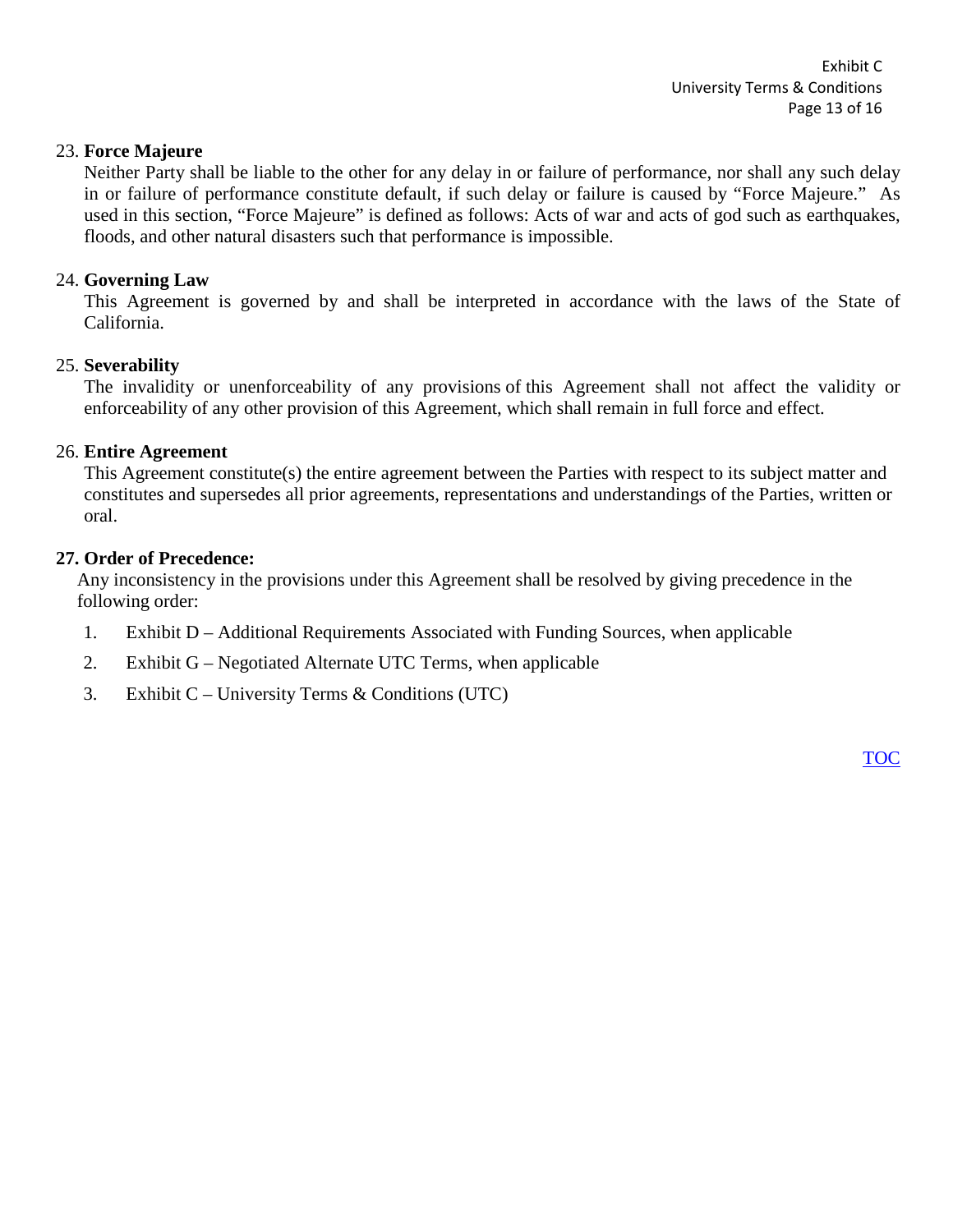23. **Force Majeure**

Neither Party shall be liable to the other for any delay in or failure of performance, nor shall any such delay in or failure of performance constitute default, if such delay or failure is caused by "Force Majeure." As used in this section, "Force Majeure" is defined as follows: Acts of war and acts of god such as earthquakes, floods, and other natural disasters such that performance is impossible.

24. **Governing Law**

This Agreement is governed by and shall be interpreted in accordance with the laws of the State of California.

25. **Severability**

The invalidity or unenforceability of any provisions of this Agreement shall not affect the validity or enforceability of any other provision of this Agreement, which shall remain in full force and effect.

26. **Entire Agreement**

This Agreement constitute(s) the entire agreement between the Parties with respect to its subject matter and constitutes and supersedes all prior agreements, representations and understandings of the Parties, written or oral.

**27. Order of Precedence:**

Any inconsistency in the provisions under this Agreement shall be resolved by giving precedence in the following order:

1. Exhibit D – Additional Requirements Associated with Funding Sources, when applicable
2. Exhibit G – Negotiated Alternate UTC Terms, when applicable
3. Exhibit C – University Terms & Conditions (UTC)

TOC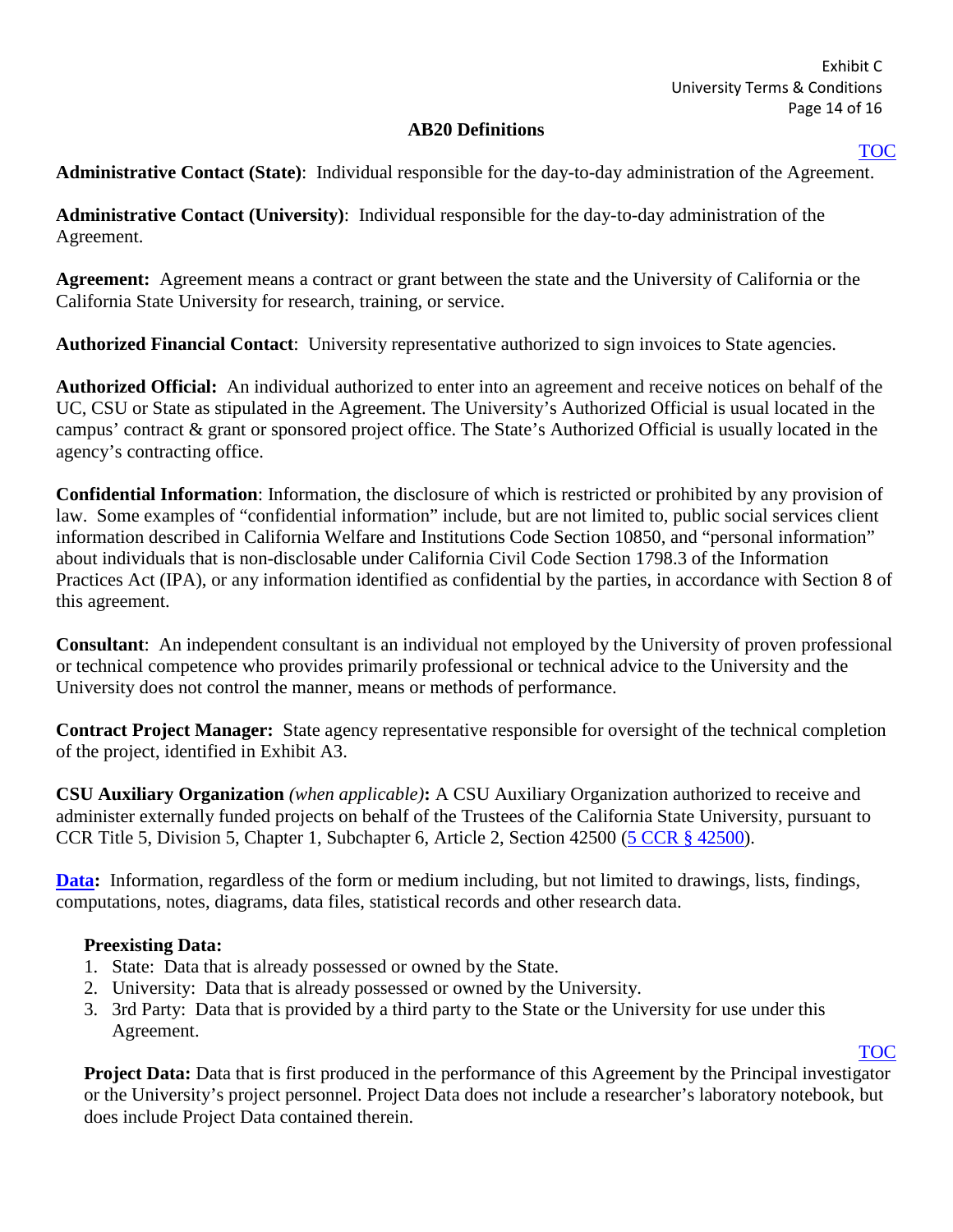## AB20 Definitions

[TOC]

**Administrative Contact (State)**: Individual responsible for the day-to-day administration of the Agreement.

**Administrative Contact (University)**: Individual responsible for the day-to-day administration of the Agreement.

**Agreement:** Agreement means a contract or grant between the state and the University of California or the California State University for research, training, or service.

**Authorized Financial Contact**: University representative authorized to sign invoices to State agencies.

**Authorized Official:** An individual authorized to enter into an agreement and receive notices on behalf of the UC, CSU or State as stipulated in the Agreement. The University's Authorized Official is usual located in the campus' contract & grant or sponsored project office. The State's Authorized Official is usually located in the agency's contracting office.

**Confidential Information**: Information, the disclosure of which is restricted or prohibited by any provision of law. Some examples of "confidential information" include, but are not limited to, public social services client information described in California Welfare and Institutions Code Section 10850, and "personal information" about individuals that is non-disclosable under California Civil Code Section 1798.3 of the Information Practices Act (IPA), or any information identified as confidential by the parties, in accordance with Section 8 of this agreement.

**Consultant**: An independent consultant is an individual not employed by the University of proven professional or technical competence who provides primarily professional or technical advice to the University and the University does not control the manner, means or methods of performance.

**Contract Project Manager:** State agency representative responsible for oversight of the technical completion of the project, identified in Exhibit A3.

**CSU Auxiliary Organization** *(when applicable)***:** A CSU Auxiliary Organization authorized to receive and administer externally funded projects on behalf of the Trustees of the California State University, pursuant to CCR Title 5, Division 5, Chapter 1, Subchapter 6, Article 2, Section 42500 (5 CCR § 42500).

**Data:** Information, regardless of the form or medium including, but not limited to drawings, lists, findings, computations, notes, diagrams, data files, statistical records and other research data.

**Preexisting Data:**

1. State: Data that is already possessed or owned by the State.
2. University: Data that is already possessed or owned by the University.
3. 3rd Party: Data that is provided by a third party to the State or the University for use under this Agreement.

[TOC]

**Project Data:** Data that is first produced in the performance of this Agreement by the Principal investigator or the University's project personnel. Project Data does not include a researcher's laboratory notebook, but does include Project Data contained therein.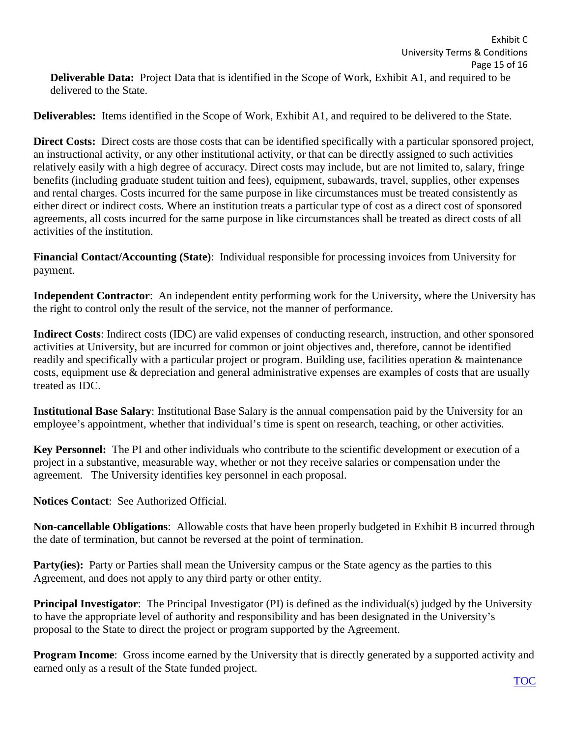**Deliverable Data:** Project Data that is identified in the Scope of Work, Exhibit A1, and required to be delivered to the State.

**Deliverables:** Items identified in the Scope of Work, Exhibit A1, and required to be delivered to the State.

**Direct Costs:** Direct costs are those costs that can be identified specifically with a particular sponsored project, an instructional activity, or any other institutional activity, or that can be directly assigned to such activities relatively easily with a high degree of accuracy. Direct costs may include, but are not limited to, salary, fringe benefits (including graduate student tuition and fees), equipment, subawards, travel, supplies, other expenses and rental charges. Costs incurred for the same purpose in like circumstances must be treated consistently as either direct or indirect costs. Where an institution treats a particular type of cost as a direct cost of sponsored agreements, all costs incurred for the same purpose in like circumstances shall be treated as direct costs of all activities of the institution.

**Financial Contact/Accounting (State)**: Individual responsible for processing invoices from University for payment.

**Independent Contractor**: An independent entity performing work for the University, where the University has the right to control only the result of the service, not the manner of performance.

**Indirect Costs**: Indirect costs (IDC) are valid expenses of conducting research, instruction, and other sponsored activities at University, but are incurred for common or joint objectives and, therefore, cannot be identified readily and specifically with a particular project or program. Building use, facilities operation & maintenance costs, equipment use & depreciation and general administrative expenses are examples of costs that are usually treated as IDC.

**Institutional Base Salary**: Institutional Base Salary is the annual compensation paid by the University for an employee's appointment, whether that individual's time is spent on research, teaching, or other activities.

**Key Personnel:** The PI and other individuals who contribute to the scientific development or execution of a project in a substantive, measurable way, whether or not they receive salaries or compensation under the agreement. The University identifies key personnel in each proposal.

**Notices Contact**: See Authorized Official.

**Non-cancellable Obligations**: Allowable costs that have been properly budgeted in Exhibit B incurred through the date of termination, but cannot be reversed at the point of termination.

**Party(ies):** Party or Parties shall mean the University campus or the State agency as the parties to this Agreement, and does not apply to any third party or other entity.

**Principal Investigator**: The Principal Investigator (PI) is defined as the individual(s) judged by the University to have the appropriate level of authority and responsibility and has been designated in the University's proposal to the State to direct the project or program supported by the Agreement.

**Program Income**: Gross income earned by the University that is directly generated by a supported activity and earned only as a result of the State funded project.

TOC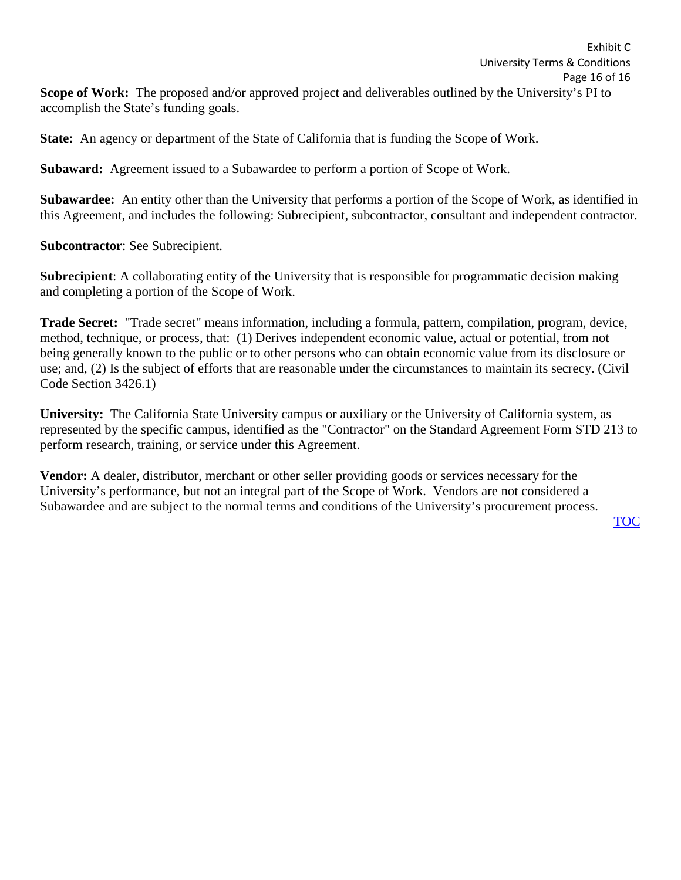**Scope of Work:** The proposed and/or approved project and deliverables outlined by the University's PI to accomplish the State's funding goals.

**State:** An agency or department of the State of California that is funding the Scope of Work.

**Subaward:** Agreement issued to a Subawardee to perform a portion of Scope of Work.

**Subawardee:** An entity other than the University that performs a portion of the Scope of Work, as identified in this Agreement, and includes the following: Subrecipient, subcontractor, consultant and independent contractor.

**Subcontractor**: See Subrecipient.

**Subrecipient**: A collaborating entity of the University that is responsible for programmatic decision making and completing a portion of the Scope of Work.

**Trade Secret:** "Trade secret" means information, including a formula, pattern, compilation, program, device, method, technique, or process, that: (1) Derives independent economic value, actual or potential, from not being generally known to the public or to other persons who can obtain economic value from its disclosure or use; and, (2) Is the subject of efforts that are reasonable under the circumstances to maintain its secrecy. (Civil Code Section 3426.1)

**University:** The California State University campus or auxiliary or the University of California system, as represented by the specific campus, identified as the "Contractor" on the Standard Agreement Form STD 213 to perform research, training, or service under this Agreement.

**Vendor:** A dealer, distributor, merchant or other seller providing goods or services necessary for the University's performance, but not an integral part of the Scope of Work. Vendors are not considered a Subawardee and are subject to the normal terms and conditions of the University's procurement process.

TOC